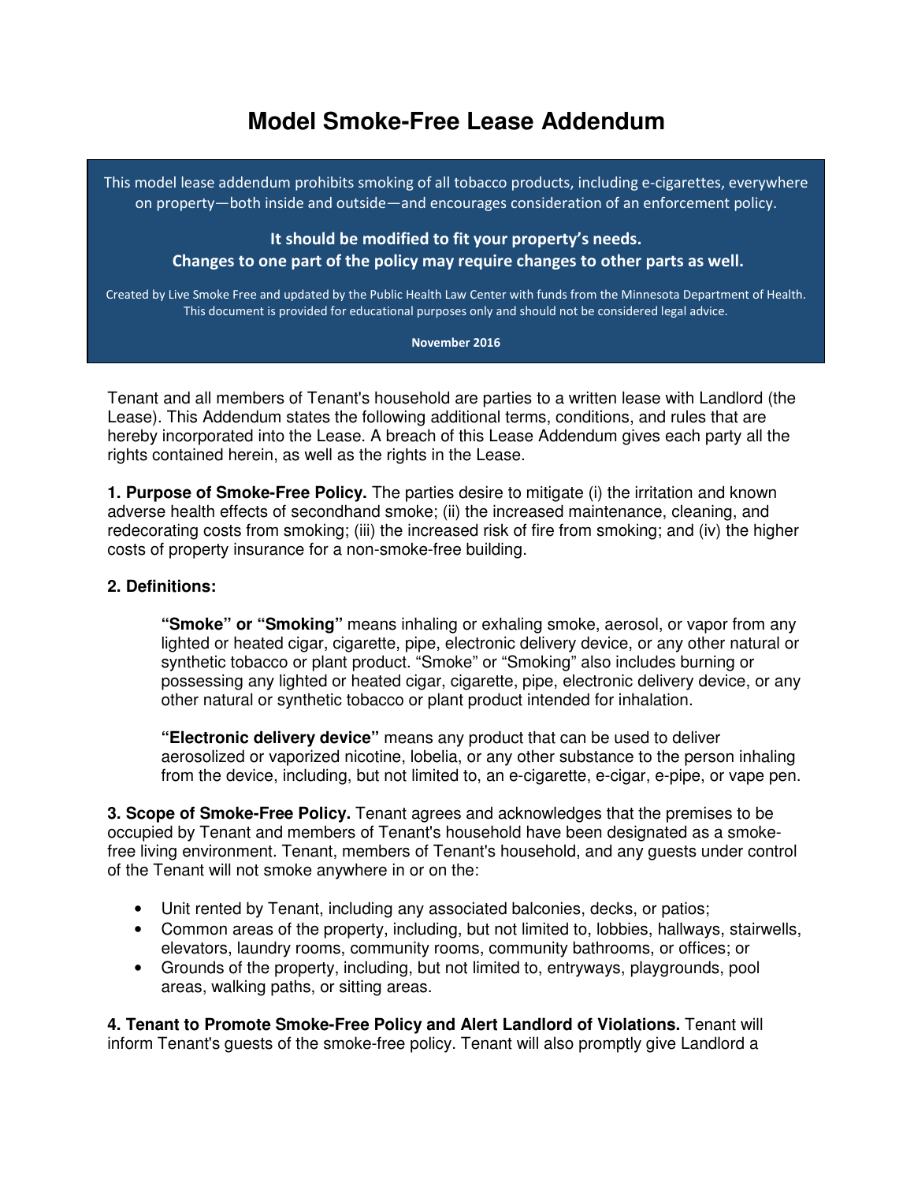# Model Smoke-Free Lease Addendum

> This model lease addendum prohibits smoking of all tobacco products, including e-cigarettes, everywhere on property—both inside and outside—and encourages consideration of an enforcement policy.
>
> **It should be modified to fit your property's needs.**
> **Changes to one part of the policy may require changes to other parts as well.**
>
> Created by Live Smoke Free and updated by the Public Health Law Center with funds from the Minnesota Department of Health. This document is provided for educational purposes only and should not be considered legal advice.
>
> **November 2016**

Tenant and all members of Tenant's household are parties to a written lease with Landlord (the Lease). This Addendum states the following additional terms, conditions, and rules that are hereby incorporated into the Lease. A breach of this Lease Addendum gives each party all the rights contained herein, as well as the rights in the Lease.

**1. Purpose of Smoke-Free Policy.** The parties desire to mitigate (i) the irritation and known adverse health effects of secondhand smoke; (ii) the increased maintenance, cleaning, and redecorating costs from smoking; (iii) the increased risk of fire from smoking; and (iv) the higher costs of property insurance for a non-smoke-free building.

**2. Definitions:**

> **"Smoke" or "Smoking"** means inhaling or exhaling smoke, aerosol, or vapor from any lighted or heated cigar, cigarette, pipe, electronic delivery device, or any other natural or synthetic tobacco or plant product. "Smoke" or "Smoking" also includes burning or possessing any lighted or heated cigar, cigarette, pipe, electronic delivery device, or any other natural or synthetic tobacco or plant product intended for inhalation.
>
> **"Electronic delivery device"** means any product that can be used to deliver aerosolized or vaporized nicotine, lobelia, or any other substance to the person inhaling from the device, including, but not limited to, an e-cigarette, e-cigar, e-pipe, or vape pen.

**3. Scope of Smoke-Free Policy.** Tenant agrees and acknowledges that the premises to be occupied by Tenant and members of Tenant's household have been designated as a smoke-free living environment. Tenant, members of Tenant's household, and any guests under control of the Tenant will not smoke anywhere in or on the:

- Unit rented by Tenant, including any associated balconies, decks, or patios;
- Common areas of the property, including, but not limited to, lobbies, hallways, stairwells, elevators, laundry rooms, community rooms, community bathrooms, or offices; or
- Grounds of the property, including, but not limited to, entryways, playgrounds, pool areas, walking paths, or sitting areas.

**4. Tenant to Promote Smoke-Free Policy and Alert Landlord of Violations.** Tenant will inform Tenant's guests of the smoke-free policy. Tenant will also promptly give Landlord a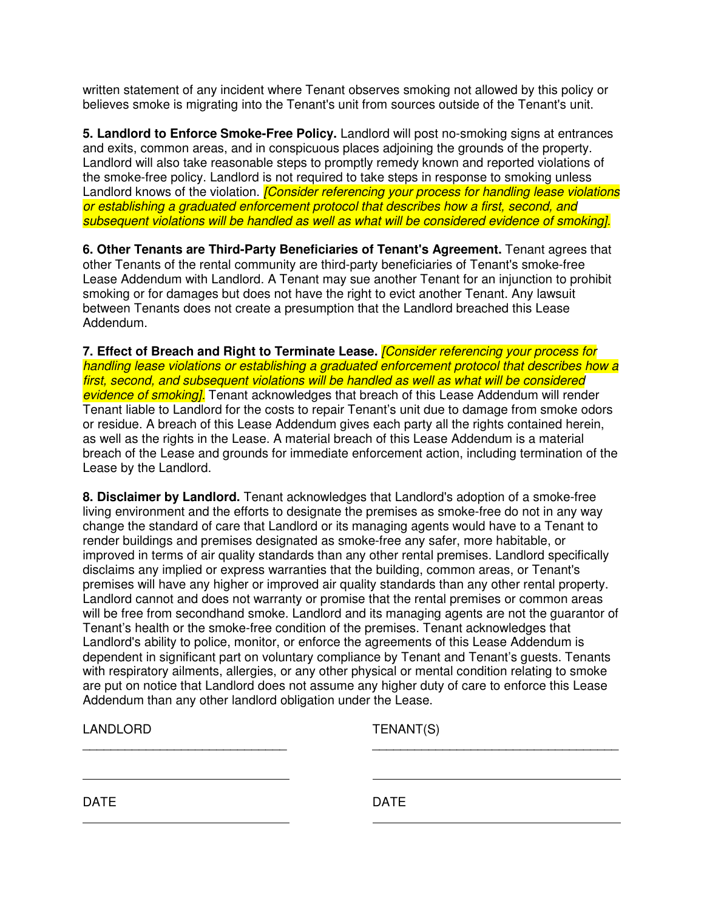written statement of any incident where Tenant observes smoking not allowed by this policy or believes smoke is migrating into the Tenant's unit from sources outside of the Tenant's unit.

**5. Landlord to Enforce Smoke-Free Policy.** Landlord will post no-smoking signs at entrances and exits, common areas, and in conspicuous places adjoining the grounds of the property. Landlord will also take reasonable steps to promptly remedy known and reported violations of the smoke-free policy. Landlord is not required to take steps in response to smoking unless Landlord knows of the violation. *[Consider referencing your process for handling lease violations or establishing a graduated enforcement protocol that describes how a first, second, and subsequent violations will be handled as well as what will be considered evidence of smoking].*

**6. Other Tenants are Third-Party Beneficiaries of Tenant's Agreement.** Tenant agrees that other Tenants of the rental community are third-party beneficiaries of Tenant's smoke-free Lease Addendum with Landlord. A Tenant may sue another Tenant for an injunction to prohibit smoking or for damages but does not have the right to evict another Tenant. Any lawsuit between Tenants does not create a presumption that the Landlord breached this Lease Addendum.

**7. Effect of Breach and Right to Terminate Lease.** *[Consider referencing your process for handling lease violations or establishing a graduated enforcement protocol that describes how a first, second, and subsequent violations will be handled as well as what will be considered evidence of smoking].* Tenant acknowledges that breach of this Lease Addendum will render Tenant liable to Landlord for the costs to repair Tenant's unit due to damage from smoke odors or residue. A breach of this Lease Addendum gives each party all the rights contained herein, as well as the rights in the Lease. A material breach of this Lease Addendum is a material breach of the Lease and grounds for immediate enforcement action, including termination of the Lease by the Landlord.

**8. Disclaimer by Landlord.** Tenant acknowledges that Landlord's adoption of a smoke-free living environment and the efforts to designate the premises as smoke-free do not in any way change the standard of care that Landlord or its managing agents would have to a Tenant to render buildings and premises designated as smoke-free any safer, more habitable, or improved in terms of air quality standards than any other rental premises. Landlord specifically disclaims any implied or express warranties that the building, common areas, or Tenant's premises will have any higher or improved air quality standards than any other rental property. Landlord cannot and does not warranty or promise that the rental premises or common areas will be free from secondhand smoke. Landlord and its managing agents are not the guarantor of Tenant's health or the smoke-free condition of the premises. Tenant acknowledges that Landlord's ability to police, monitor, or enforce the agreements of this Lease Addendum is dependent in significant part on voluntary compliance by Tenant and Tenant's guests. Tenants with respiratory ailments, allergies, or any other physical or mental condition relating to smoke are put on notice that Landlord does not assume any higher duty of care to enforce this Lease Addendum than any other landlord obligation under the Lease.

LANDLORD

\_\_\_\_\_\_\_\_\_\_\_\_\_\_\_\_\_\_\_\_\_\_\_\_\_\_\_\_

\_\_\_\_\_\_\_\_\_\_\_\_\_\_\_\_\_\_\_\_\_\_\_\_\_\_\_\_

DATE

\_\_\_\_\_\_\_\_\_\_\_\_\_\_\_\_\_\_\_\_\_\_\_\_\_\_\_\_

TENANT(S)

\_\_\_\_\_\_\_\_\_\_\_\_\_\_\_\_\_\_\_\_\_\_\_\_\_\_\_\_

\_\_\_\_\_\_\_\_\_\_\_\_\_\_\_\_\_\_\_\_\_\_\_\_\_\_\_\_

DATE

\_\_\_\_\_\_\_\_\_\_\_\_\_\_\_\_\_\_\_\_\_\_\_\_\_\_\_\_